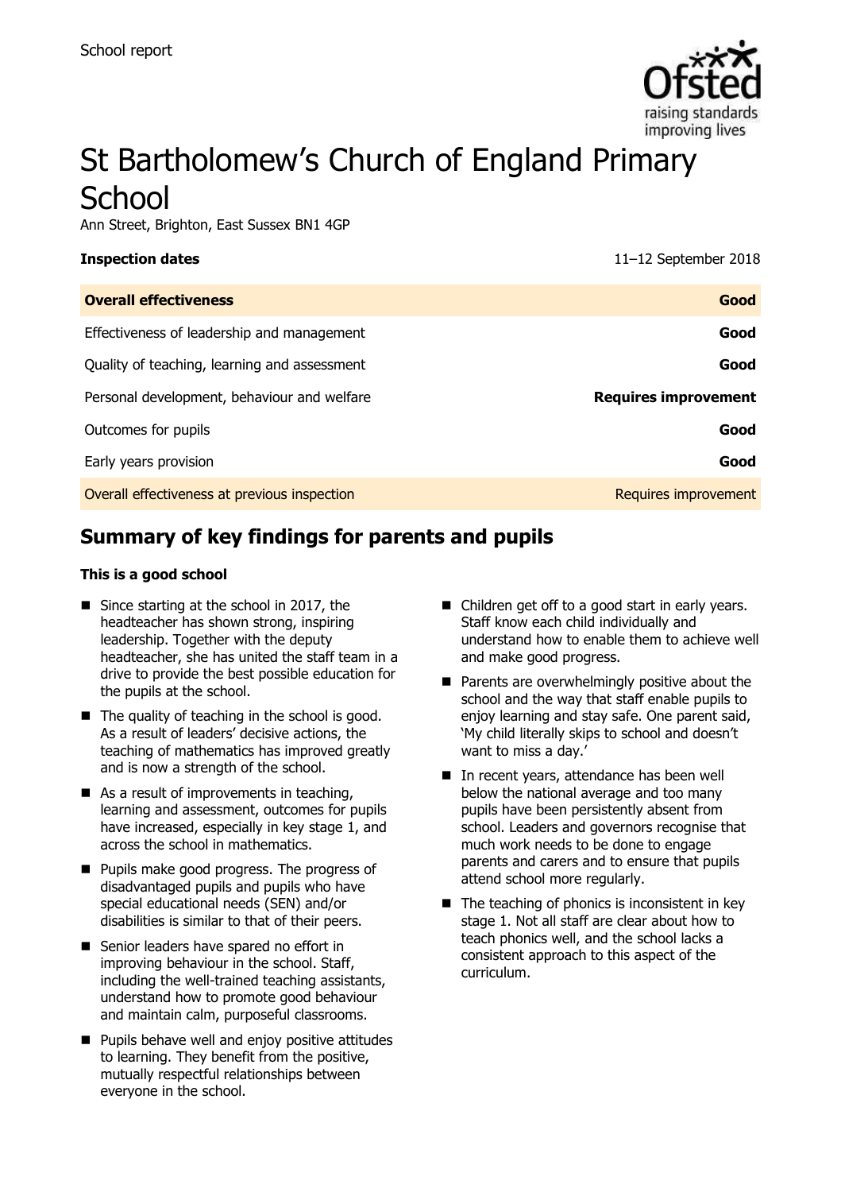School report

# St Bartholomew's Church of England Primary School

Ann Street, Brighton, East Sussex BN1 4GP

| **Inspection dates** | 11–12 September 2018 |
| --- | --- |
| **Overall effectiveness** | **Good** |
| Effectiveness of leadership and management | **Good** |
| Quality of teaching, learning and assessment | **Good** |
| Personal development, behaviour and welfare | **Requires improvement** |
| Outcomes for pupils | **Good** |
| Early years provision | **Good** |
| Overall effectiveness at previous inspection | Requires improvement |

## Summary of key findings for parents and pupils

**This is a good school**

- Since starting at the school in 2017, the headteacher has shown strong, inspiring leadership. Together with the deputy headteacher, she has united the staff team in a drive to provide the best possible education for the pupils at the school.
- The quality of teaching in the school is good. As a result of leaders' decisive actions, the teaching of mathematics has improved greatly and is now a strength of the school.
- As a result of improvements in teaching, learning and assessment, outcomes for pupils have increased, especially in key stage 1, and across the school in mathematics.
- Pupils make good progress. The progress of disadvantaged pupils and pupils who have special educational needs (SEN) and/or disabilities is similar to that of their peers.
- Senior leaders have spared no effort in improving behaviour in the school. Staff, including the well-trained teaching assistants, understand how to promote good behaviour and maintain calm, purposeful classrooms.
- Pupils behave well and enjoy positive attitudes to learning. They benefit from the positive, mutually respectful relationships between everyone in the school.
- Children get off to a good start in early years. Staff know each child individually and understand how to enable them to achieve well and make good progress.
- Parents are overwhelmingly positive about the school and the way that staff enable pupils to enjoy learning and stay safe. One parent said, 'My child literally skips to school and doesn't want to miss a day.'
- In recent years, attendance has been well below the national average and too many pupils have been persistently absent from school. Leaders and governors recognise that much work needs to be done to engage parents and carers and to ensure that pupils attend school more regularly.
- The teaching of phonics is inconsistent in key stage 1. Not all staff are clear about how to teach phonics well, and the school lacks a consistent approach to this aspect of the curriculum.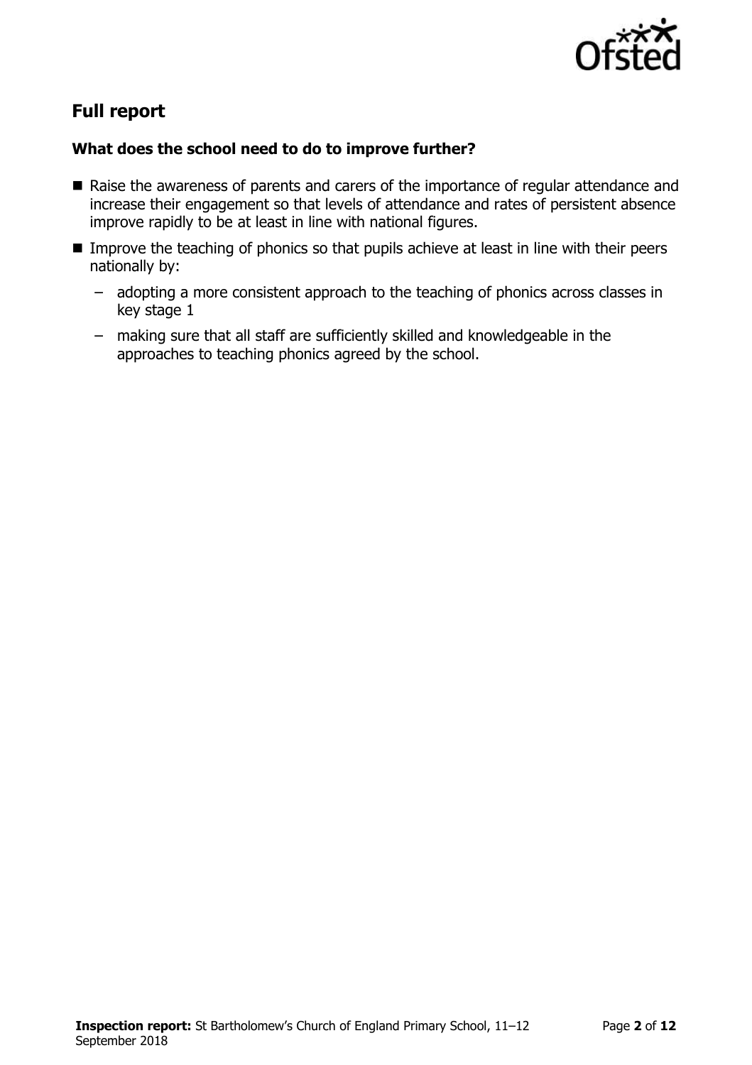## Full report

### What does the school need to do to improve further?

- Raise the awareness of parents and carers of the importance of regular attendance and increase their engagement so that levels of attendance and rates of persistent absence improve rapidly to be at least in line with national figures.
- Improve the teaching of phonics so that pupils achieve at least in line with their peers nationally by:
  - adopting a more consistent approach to the teaching of phonics across classes in key stage 1
  - making sure that all staff are sufficiently skilled and knowledgeable in the approaches to teaching phonics agreed by the school.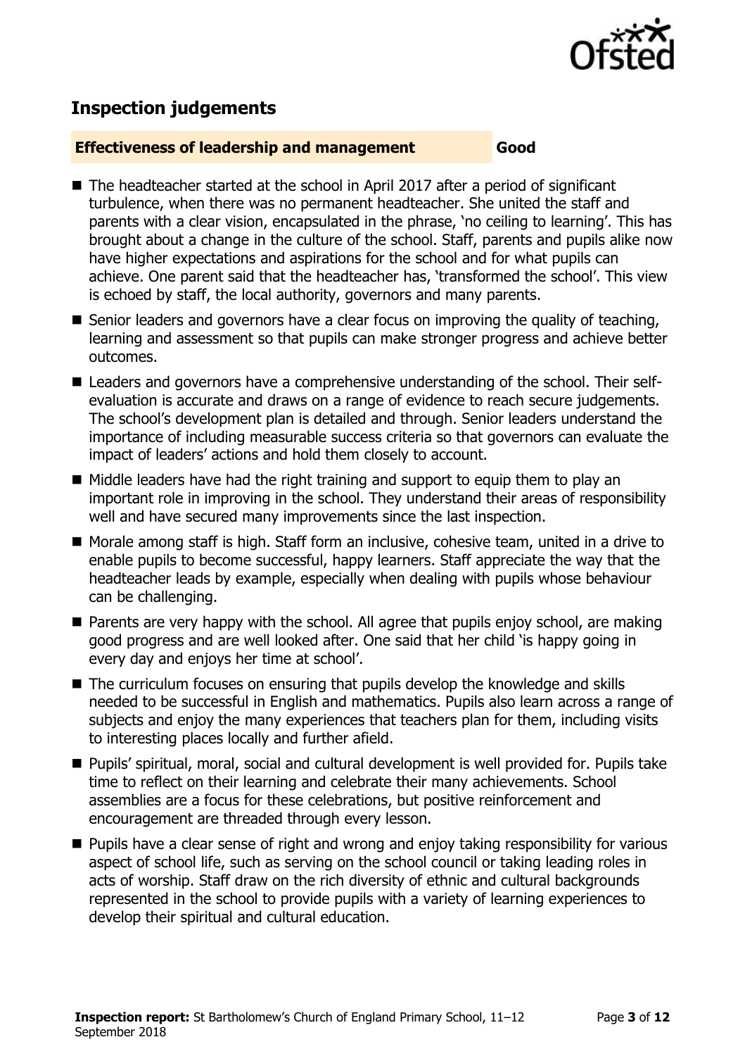## Inspection judgements

**Effectiveness of leadership and management** **Good**

- The headteacher started at the school in April 2017 after a period of significant turbulence, when there was no permanent headteacher. She united the staff and parents with a clear vision, encapsulated in the phrase, 'no ceiling to learning'. This has brought about a change in the culture of the school. Staff, parents and pupils alike now have higher expectations and aspirations for the school and for what pupils can achieve. One parent said that the headteacher has, 'transformed the school'. This view is echoed by staff, the local authority, governors and many parents.
- Senior leaders and governors have a clear focus on improving the quality of teaching, learning and assessment so that pupils can make stronger progress and achieve better outcomes.
- Leaders and governors have a comprehensive understanding of the school. Their self-evaluation is accurate and draws on a range of evidence to reach secure judgements. The school's development plan is detailed and through. Senior leaders understand the importance of including measurable success criteria so that governors can evaluate the impact of leaders' actions and hold them closely to account.
- Middle leaders have had the right training and support to equip them to play an important role in improving in the school. They understand their areas of responsibility well and have secured many improvements since the last inspection.
- Morale among staff is high. Staff form an inclusive, cohesive team, united in a drive to enable pupils to become successful, happy learners. Staff appreciate the way that the headteacher leads by example, especially when dealing with pupils whose behaviour can be challenging.
- Parents are very happy with the school. All agree that pupils enjoy school, are making good progress and are well looked after. One said that her child 'is happy going in every day and enjoys her time at school'.
- The curriculum focuses on ensuring that pupils develop the knowledge and skills needed to be successful in English and mathematics. Pupils also learn across a range of subjects and enjoy the many experiences that teachers plan for them, including visits to interesting places locally and further afield.
- Pupils' spiritual, moral, social and cultural development is well provided for. Pupils take time to reflect on their learning and celebrate their many achievements. School assemblies are a focus for these celebrations, but positive reinforcement and encouragement are threaded through every lesson.
- Pupils have a clear sense of right and wrong and enjoy taking responsibility for various aspect of school life, such as serving on the school council or taking leading roles in acts of worship. Staff draw on the rich diversity of ethnic and cultural backgrounds represented in the school to provide pupils with a variety of learning experiences to develop their spiritual and cultural education.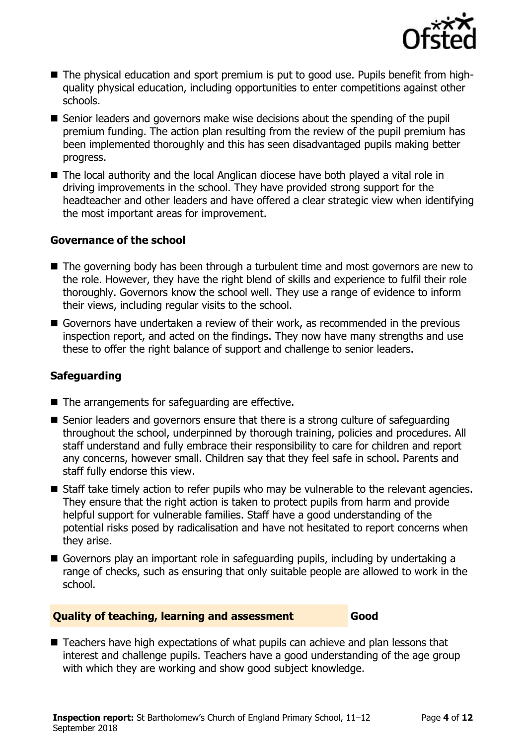- The physical education and sport premium is put to good use. Pupils benefit from high-quality physical education, including opportunities to enter competitions against other schools.
- Senior leaders and governors make wise decisions about the spending of the pupil premium funding. The action plan resulting from the review of the pupil premium has been implemented thoroughly and this has seen disadvantaged pupils making better progress.
- The local authority and the local Anglican diocese have both played a vital role in driving improvements in the school. They have provided strong support for the headteacher and other leaders and have offered a clear strategic view when identifying the most important areas for improvement.

### Governance of the school

- The governing body has been through a turbulent time and most governors are new to the role. However, they have the right blend of skills and experience to fulfil their role thoroughly. Governors know the school well. They use a range of evidence to inform their views, including regular visits to the school.
- Governors have undertaken a review of their work, as recommended in the previous inspection report, and acted on the findings. They now have many strengths and use these to offer the right balance of support and challenge to senior leaders.

### Safeguarding

- The arrangements for safeguarding are effective.
- Senior leaders and governors ensure that there is a strong culture of safeguarding throughout the school, underpinned by thorough training, policies and procedures. All staff understand and fully embrace their responsibility to care for children and report any concerns, however small. Children say that they feel safe in school. Parents and staff fully endorse this view.
- Staff take timely action to refer pupils who may be vulnerable to the relevant agencies. They ensure that the right action is taken to protect pupils from harm and provide helpful support for vulnerable families. Staff have a good understanding of the potential risks posed by radicalisation and have not hesitated to report concerns when they arise.
- Governors play an important role in safeguarding pupils, including by undertaking a range of checks, such as ensuring that only suitable people are allowed to work in the school.

## Quality of teaching, learning and assessment — Good

- Teachers have high expectations of what pupils can achieve and plan lessons that interest and challenge pupils. Teachers have a good understanding of the age group with which they are working and show good subject knowledge.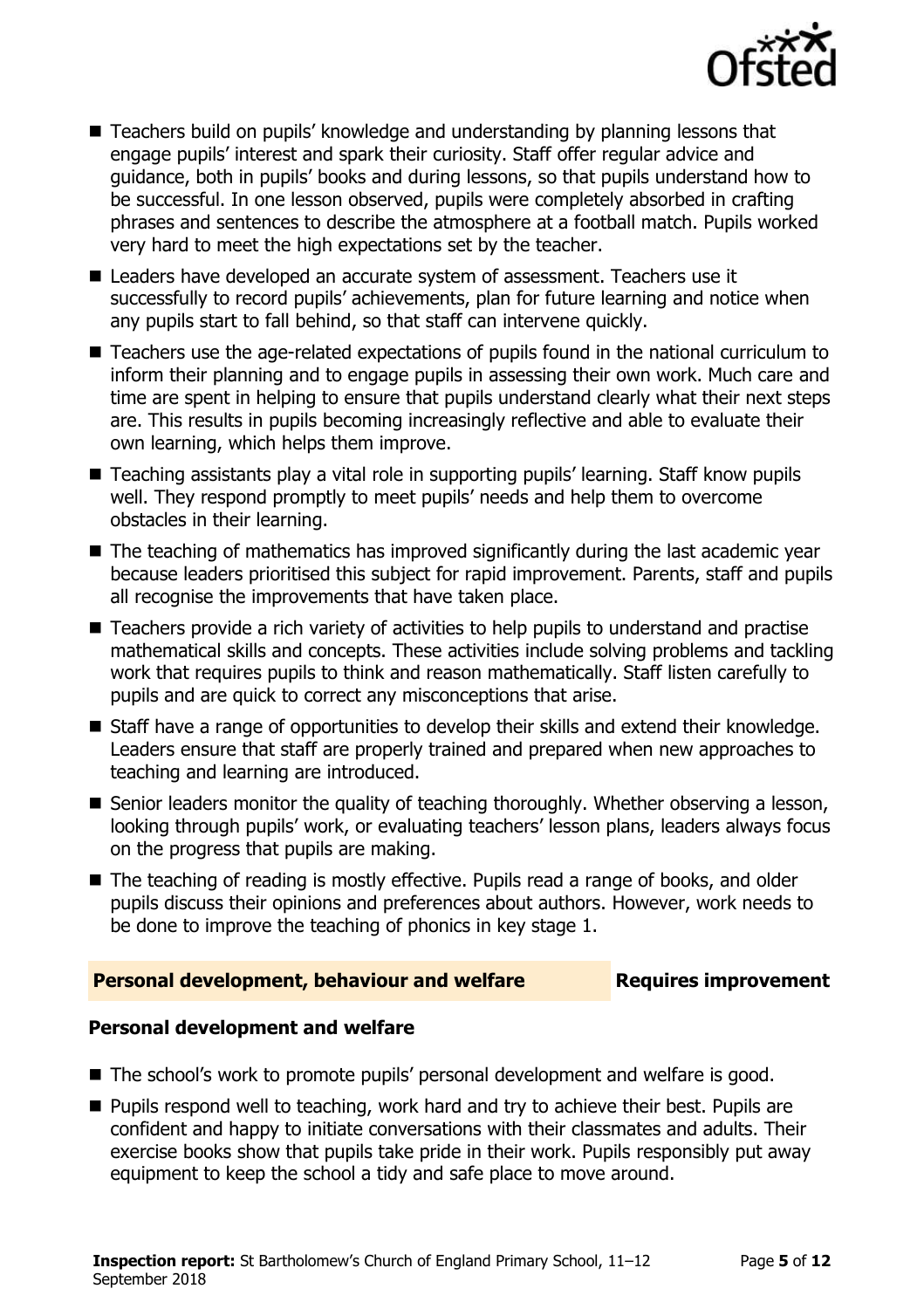- Teachers build on pupils' knowledge and understanding by planning lessons that engage pupils' interest and spark their curiosity. Staff offer regular advice and guidance, both in pupils' books and during lessons, so that pupils understand how to be successful. In one lesson observed, pupils were completely absorbed in crafting phrases and sentences to describe the atmosphere at a football match. Pupils worked very hard to meet the high expectations set by the teacher.
- Leaders have developed an accurate system of assessment. Teachers use it successfully to record pupils' achievements, plan for future learning and notice when any pupils start to fall behind, so that staff can intervene quickly.
- Teachers use the age-related expectations of pupils found in the national curriculum to inform their planning and to engage pupils in assessing their own work. Much care and time are spent in helping to ensure that pupils understand clearly what their next steps are. This results in pupils becoming increasingly reflective and able to evaluate their own learning, which helps them improve.
- Teaching assistants play a vital role in supporting pupils' learning. Staff know pupils well. They respond promptly to meet pupils' needs and help them to overcome obstacles in their learning.
- The teaching of mathematics has improved significantly during the last academic year because leaders prioritised this subject for rapid improvement. Parents, staff and pupils all recognise the improvements that have taken place.
- Teachers provide a rich variety of activities to help pupils to understand and practise mathematical skills and concepts. These activities include solving problems and tackling work that requires pupils to think and reason mathematically. Staff listen carefully to pupils and are quick to correct any misconceptions that arise.
- Staff have a range of opportunities to develop their skills and extend their knowledge. Leaders ensure that staff are properly trained and prepared when new approaches to teaching and learning are introduced.
- Senior leaders monitor the quality of teaching thoroughly. Whether observing a lesson, looking through pupils' work, or evaluating teachers' lesson plans, leaders always focus on the progress that pupils are making.
- The teaching of reading is mostly effective. Pupils read a range of books, and older pupils discuss their opinions and preferences about authors. However, work needs to be done to improve the teaching of phonics in key stage 1.

## Personal development, behaviour and welfare — Requires improvement

### Personal development and welfare

- The school's work to promote pupils' personal development and welfare is good.
- Pupils respond well to teaching, work hard and try to achieve their best. Pupils are confident and happy to initiate conversations with their classmates and adults. Their exercise books show that pupils take pride in their work. Pupils responsibly put away equipment to keep the school a tidy and safe place to move around.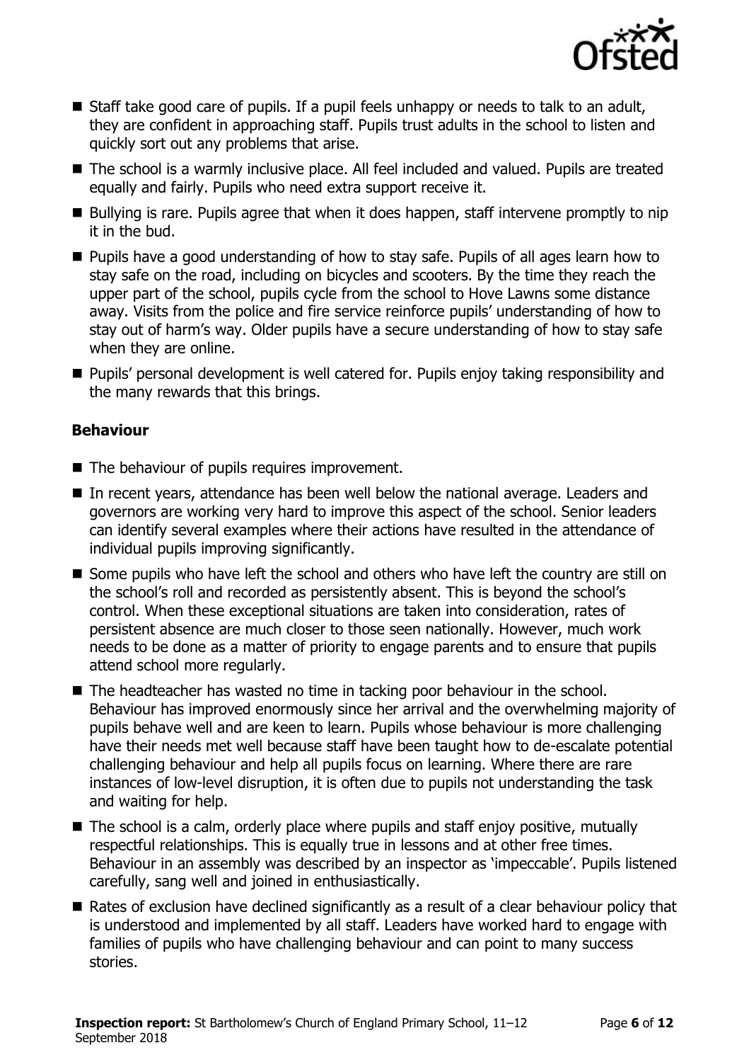- Staff take good care of pupils. If a pupil feels unhappy or needs to talk to an adult, they are confident in approaching staff. Pupils trust adults in the school to listen and quickly sort out any problems that arise.
- The school is a warmly inclusive place. All feel included and valued. Pupils are treated equally and fairly. Pupils who need extra support receive it.
- Bullying is rare. Pupils agree that when it does happen, staff intervene promptly to nip it in the bud.
- Pupils have a good understanding of how to stay safe. Pupils of all ages learn how to stay safe on the road, including on bicycles and scooters. By the time they reach the upper part of the school, pupils cycle from the school to Hove Lawns some distance away. Visits from the police and fire service reinforce pupils' understanding of how to stay out of harm's way. Older pupils have a secure understanding of how to stay safe when they are online.
- Pupils' personal development is well catered for. Pupils enjoy taking responsibility and the many rewards that this brings.

### Behaviour

- The behaviour of pupils requires improvement.
- In recent years, attendance has been well below the national average. Leaders and governors are working very hard to improve this aspect of the school. Senior leaders can identify several examples where their actions have resulted in the attendance of individual pupils improving significantly.
- Some pupils who have left the school and others who have left the country are still on the school's roll and recorded as persistently absent. This is beyond the school's control. When these exceptional situations are taken into consideration, rates of persistent absence are much closer to those seen nationally. However, much work needs to be done as a matter of priority to engage parents and to ensure that pupils attend school more regularly.
- The headteacher has wasted no time in tacking poor behaviour in the school. Behaviour has improved enormously since her arrival and the overwhelming majority of pupils behave well and are keen to learn. Pupils whose behaviour is more challenging have their needs met well because staff have been taught how to de-escalate potential challenging behaviour and help all pupils focus on learning. Where there are rare instances of low-level disruption, it is often due to pupils not understanding the task and waiting for help.
- The school is a calm, orderly place where pupils and staff enjoy positive, mutually respectful relationships. This is equally true in lessons and at other free times. Behaviour in an assembly was described by an inspector as 'impeccable'. Pupils listened carefully, sang well and joined in enthusiastically.
- Rates of exclusion have declined significantly as a result of a clear behaviour policy that is understood and implemented by all staff. Leaders have worked hard to engage with families of pupils who have challenging behaviour and can point to many success stories.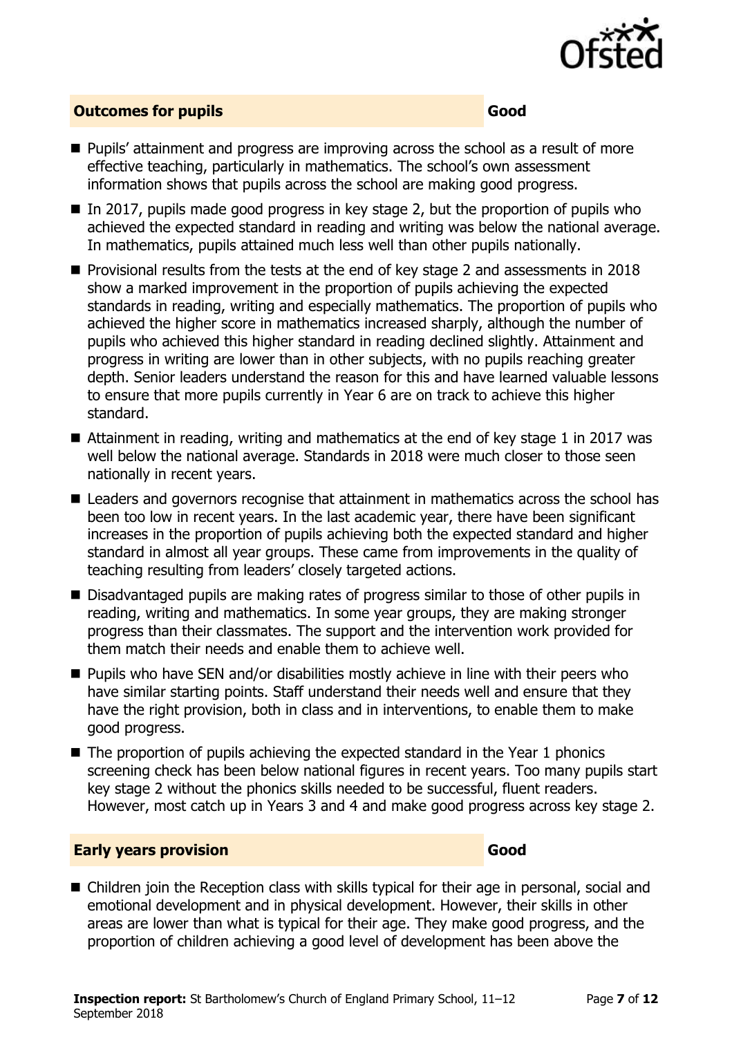## Outcomes for pupils — Good

- Pupils' attainment and progress are improving across the school as a result of more effective teaching, particularly in mathematics. The school's own assessment information shows that pupils across the school are making good progress.
- In 2017, pupils made good progress in key stage 2, but the proportion of pupils who achieved the expected standard in reading and writing was below the national average. In mathematics, pupils attained much less well than other pupils nationally.
- Provisional results from the tests at the end of key stage 2 and assessments in 2018 show a marked improvement in the proportion of pupils achieving the expected standards in reading, writing and especially mathematics. The proportion of pupils who achieved the higher score in mathematics increased sharply, although the number of pupils who achieved this higher standard in reading declined slightly. Attainment and progress in writing are lower than in other subjects, with no pupils reaching greater depth. Senior leaders understand the reason for this and have learned valuable lessons to ensure that more pupils currently in Year 6 are on track to achieve this higher standard.
- Attainment in reading, writing and mathematics at the end of key stage 1 in 2017 was well below the national average. Standards in 2018 were much closer to those seen nationally in recent years.
- Leaders and governors recognise that attainment in mathematics across the school has been too low in recent years. In the last academic year, there have been significant increases in the proportion of pupils achieving both the expected standard and higher standard in almost all year groups. These came from improvements in the quality of teaching resulting from leaders' closely targeted actions.
- Disadvantaged pupils are making rates of progress similar to those of other pupils in reading, writing and mathematics. In some year groups, they are making stronger progress than their classmates. The support and the intervention work provided for them match their needs and enable them to achieve well.
- Pupils who have SEN and/or disabilities mostly achieve in line with their peers who have similar starting points. Staff understand their needs well and ensure that they have the right provision, both in class and in interventions, to enable them to make good progress.
- The proportion of pupils achieving the expected standard in the Year 1 phonics screening check has been below national figures in recent years. Too many pupils start key stage 2 without the phonics skills needed to be successful, fluent readers. However, most catch up in Years 3 and 4 and make good progress across key stage 2.

## Early years provision — Good

- Children join the Reception class with skills typical for their age in personal, social and emotional development and in physical development. However, their skills in other areas are lower than what is typical for their age. They make good progress, and the proportion of children achieving a good level of development has been above the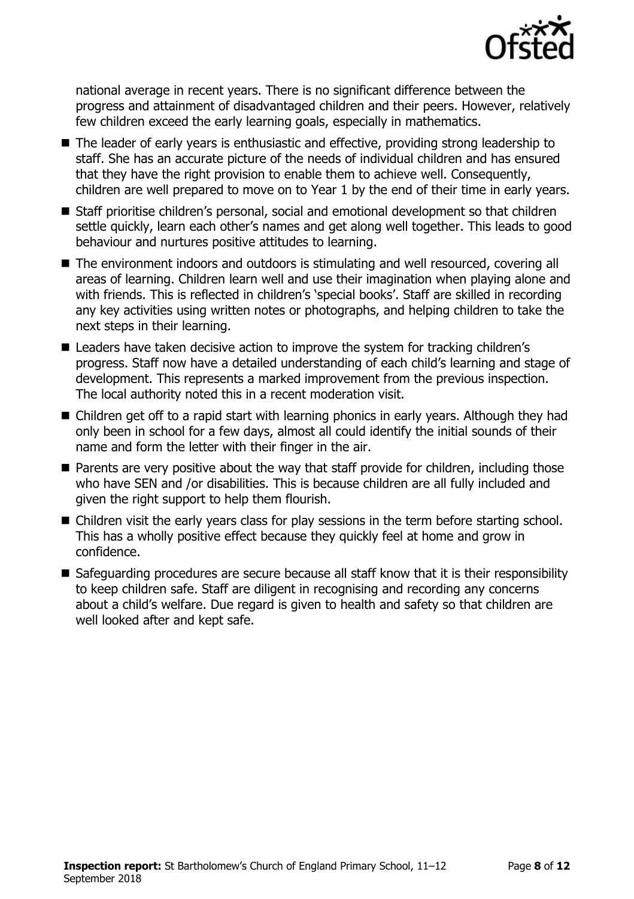national average in recent years. There is no significant difference between the progress and attainment of disadvantaged children and their peers. However, relatively few children exceed the early learning goals, especially in mathematics.

- The leader of early years is enthusiastic and effective, providing strong leadership to staff. She has an accurate picture of the needs of individual children and has ensured that they have the right provision to enable them to achieve well. Consequently, children are well prepared to move on to Year 1 by the end of their time in early years.
- Staff prioritise children's personal, social and emotional development so that children settle quickly, learn each other's names and get along well together. This leads to good behaviour and nurtures positive attitudes to learning.
- The environment indoors and outdoors is stimulating and well resourced, covering all areas of learning. Children learn well and use their imagination when playing alone and with friends. This is reflected in children's 'special books'. Staff are skilled in recording any key activities using written notes or photographs, and helping children to take the next steps in their learning.
- Leaders have taken decisive action to improve the system for tracking children's progress. Staff now have a detailed understanding of each child's learning and stage of development. This represents a marked improvement from the previous inspection. The local authority noted this in a recent moderation visit.
- Children get off to a rapid start with learning phonics in early years. Although they had only been in school for a few days, almost all could identify the initial sounds of their name and form the letter with their finger in the air.
- Parents are very positive about the way that staff provide for children, including those who have SEN and /or disabilities. This is because children are all fully included and given the right support to help them flourish.
- Children visit the early years class for play sessions in the term before starting school. This has a wholly positive effect because they quickly feel at home and grow in confidence.
- Safeguarding procedures are secure because all staff know that it is their responsibility to keep children safe. Staff are diligent in recognising and recording any concerns about a child's welfare. Due regard is given to health and safety so that children are well looked after and kept safe.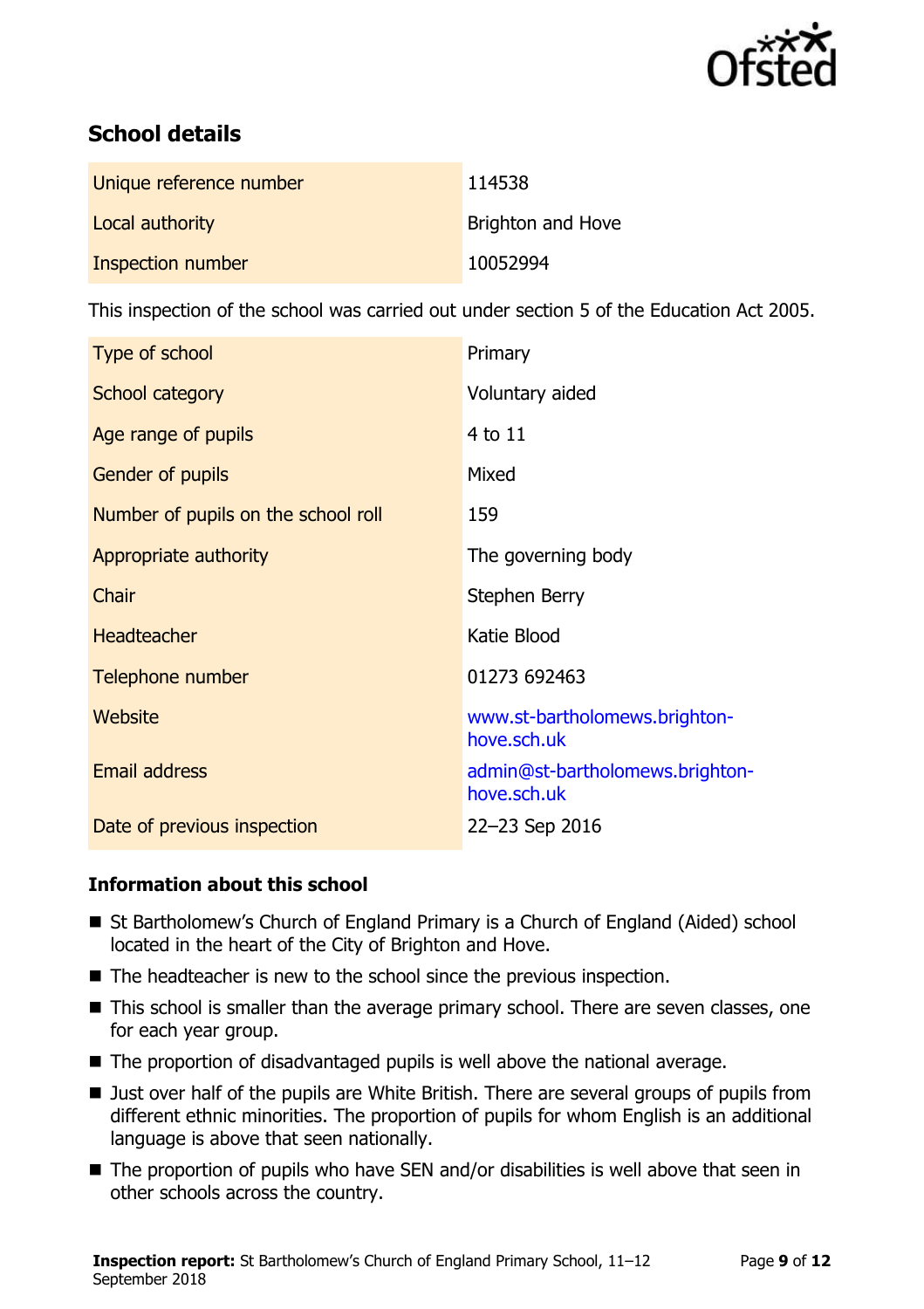## School details

| | |
|---|---|
| Unique reference number | 114538 |
| Local authority | Brighton and Hove |
| Inspection number | 10052994 |

This inspection of the school was carried out under section 5 of the Education Act 2005.

| | |
|---|---|
| Type of school | Primary |
| School category | Voluntary aided |
| Age range of pupils | 4 to 11 |
| Gender of pupils | Mixed |
| Number of pupils on the school roll | 159 |
| Appropriate authority | The governing body |
| Chair | Stephen Berry |
| Headteacher | Katie Blood |
| Telephone number | 01273 692463 |
| Website | www.st-bartholomews.brighton-hove.sch.uk |
| Email address | admin@st-bartholomews.brighton-hove.sch.uk |
| Date of previous inspection | 22–23 Sep 2016 |

### Information about this school

- St Bartholomew's Church of England Primary is a Church of England (Aided) school located in the heart of the City of Brighton and Hove.
- The headteacher is new to the school since the previous inspection.
- This school is smaller than the average primary school. There are seven classes, one for each year group.
- The proportion of disadvantaged pupils is well above the national average.
- Just over half of the pupils are White British. There are several groups of pupils from different ethnic minorities. The proportion of pupils for whom English is an additional language is above that seen nationally.
- The proportion of pupils who have SEN and/or disabilities is well above that seen in other schools across the country.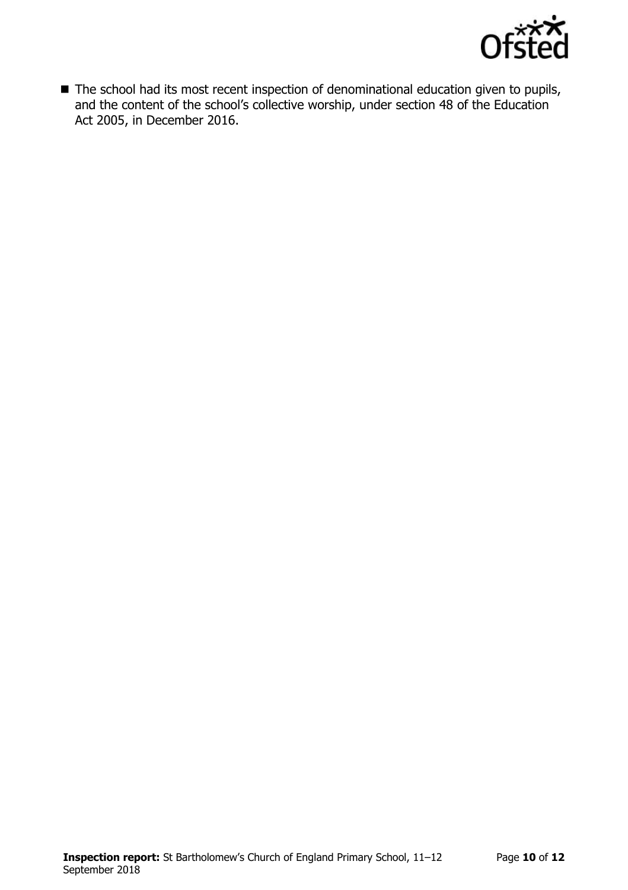- The school had its most recent inspection of denominational education given to pupils, and the content of the school's collective worship, under section 48 of the Education Act 2005, in December 2016.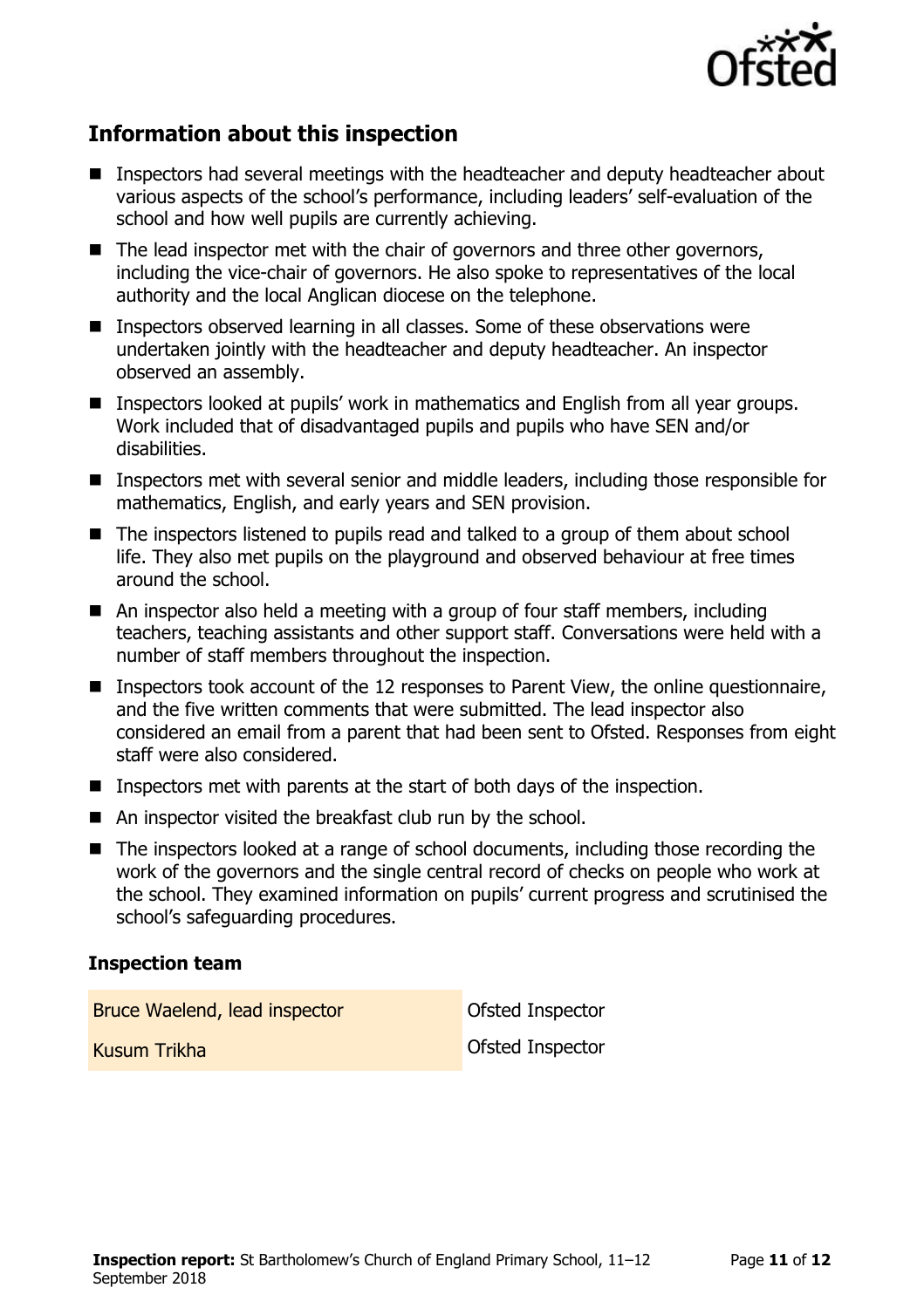## Information about this inspection

- Inspectors had several meetings with the headteacher and deputy headteacher about various aspects of the school's performance, including leaders' self-evaluation of the school and how well pupils are currently achieving.
- The lead inspector met with the chair of governors and three other governors, including the vice-chair of governors. He also spoke to representatives of the local authority and the local Anglican diocese on the telephone.
- Inspectors observed learning in all classes. Some of these observations were undertaken jointly with the headteacher and deputy headteacher. An inspector observed an assembly.
- Inspectors looked at pupils' work in mathematics and English from all year groups. Work included that of disadvantaged pupils and pupils who have SEN and/or disabilities.
- Inspectors met with several senior and middle leaders, including those responsible for mathematics, English, and early years and SEN provision.
- The inspectors listened to pupils read and talked to a group of them about school life. They also met pupils on the playground and observed behaviour at free times around the school.
- An inspector also held a meeting with a group of four staff members, including teachers, teaching assistants and other support staff. Conversations were held with a number of staff members throughout the inspection.
- Inspectors took account of the 12 responses to Parent View, the online questionnaire, and the five written comments that were submitted. The lead inspector also considered an email from a parent that had been sent to Ofsted. Responses from eight staff were also considered.
- Inspectors met with parents at the start of both days of the inspection.
- An inspector visited the breakfast club run by the school.
- The inspectors looked at a range of school documents, including those recording the work of the governors and the single central record of checks on people who work at the school. They examined information on pupils' current progress and scrutinised the school's safeguarding procedures.

### Inspection team

| | |
|---|---|
| Bruce Waelend, lead inspector | Ofsted Inspector |
| Kusum Trikha | Ofsted Inspector |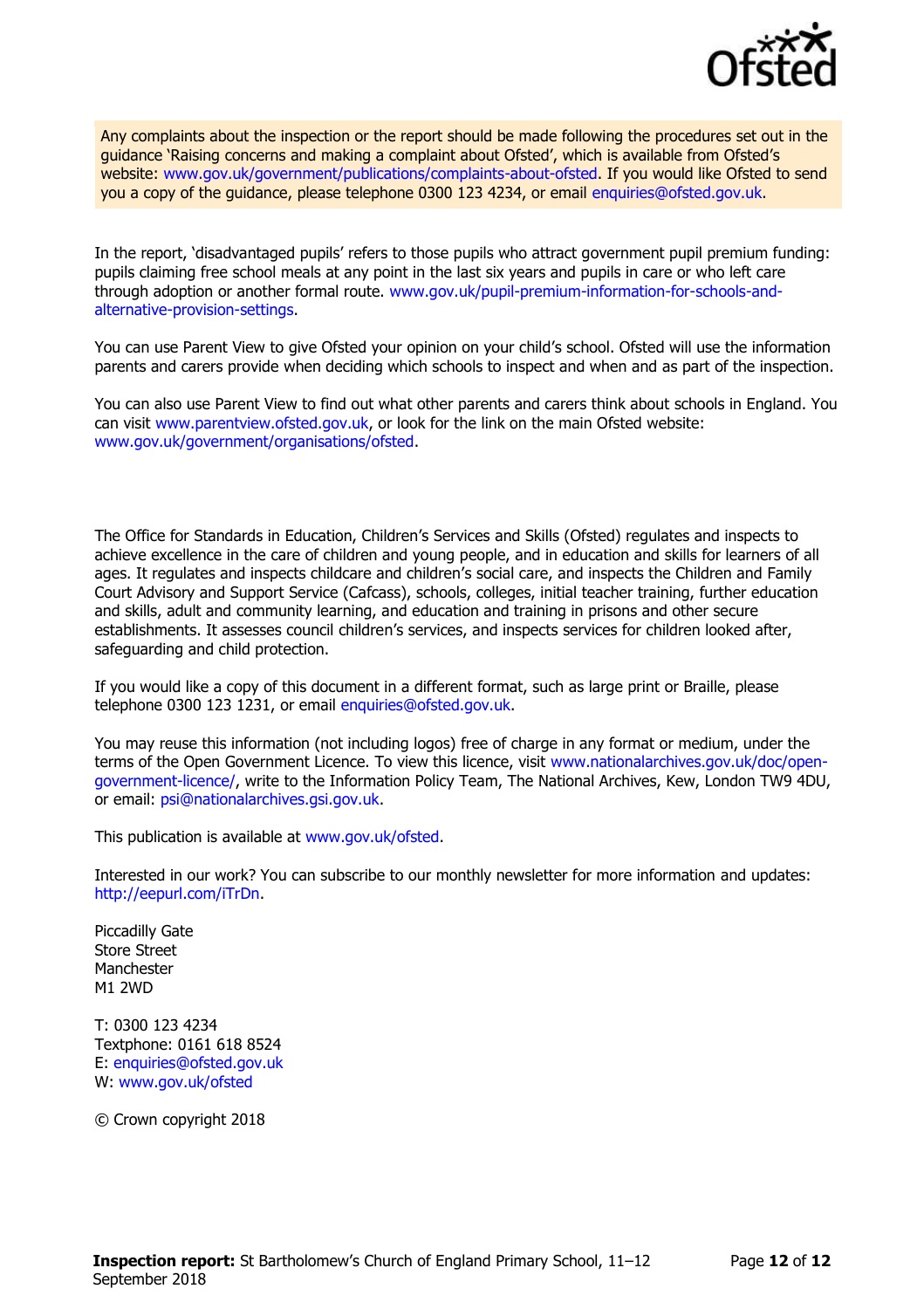Any complaints about the inspection or the report should be made following the procedures set out in the guidance 'Raising concerns and making a complaint about Ofsted', which is available from Ofsted's website: www.gov.uk/government/publications/complaints-about-ofsted. If you would like Ofsted to send you a copy of the guidance, please telephone 0300 123 4234, or email enquiries@ofsted.gov.uk.

In the report, 'disadvantaged pupils' refers to those pupils who attract government pupil premium funding: pupils claiming free school meals at any point in the last six years and pupils in care or who left care through adoption or another formal route. www.gov.uk/pupil-premium-information-for-schools-and-alternative-provision-settings.

You can use Parent View to give Ofsted your opinion on your child's school. Ofsted will use the information parents and carers provide when deciding which schools to inspect and when and as part of the inspection.

You can also use Parent View to find out what other parents and carers think about schools in England. You can visit www.parentview.ofsted.gov.uk, or look for the link on the main Ofsted website: www.gov.uk/government/organisations/ofsted.

The Office for Standards in Education, Children's Services and Skills (Ofsted) regulates and inspects to achieve excellence in the care of children and young people, and in education and skills for learners of all ages. It regulates and inspects childcare and children's social care, and inspects the Children and Family Court Advisory and Support Service (Cafcass), schools, colleges, initial teacher training, further education and skills, adult and community learning, and education and training in prisons and other secure establishments. It assesses council children's services, and inspects services for children looked after, safeguarding and child protection.

If you would like a copy of this document in a different format, such as large print or Braille, please telephone 0300 123 1231, or email enquiries@ofsted.gov.uk.

You may reuse this information (not including logos) free of charge in any format or medium, under the terms of the Open Government Licence. To view this licence, visit www.nationalarchives.gov.uk/doc/open-government-licence/, write to the Information Policy Team, The National Archives, Kew, London TW9 4DU, or email: psi@nationalarchives.gsi.gov.uk.

This publication is available at www.gov.uk/ofsted.

Interested in our work? You can subscribe to our monthly newsletter for more information and updates: http://eepurl.com/iTrDn.

Piccadilly Gate
Store Street
Manchester
M1 2WD

T: 0300 123 4234
Textphone: 0161 618 8524
E: enquiries@ofsted.gov.uk
W: www.gov.uk/ofsted

© Crown copyright 2018